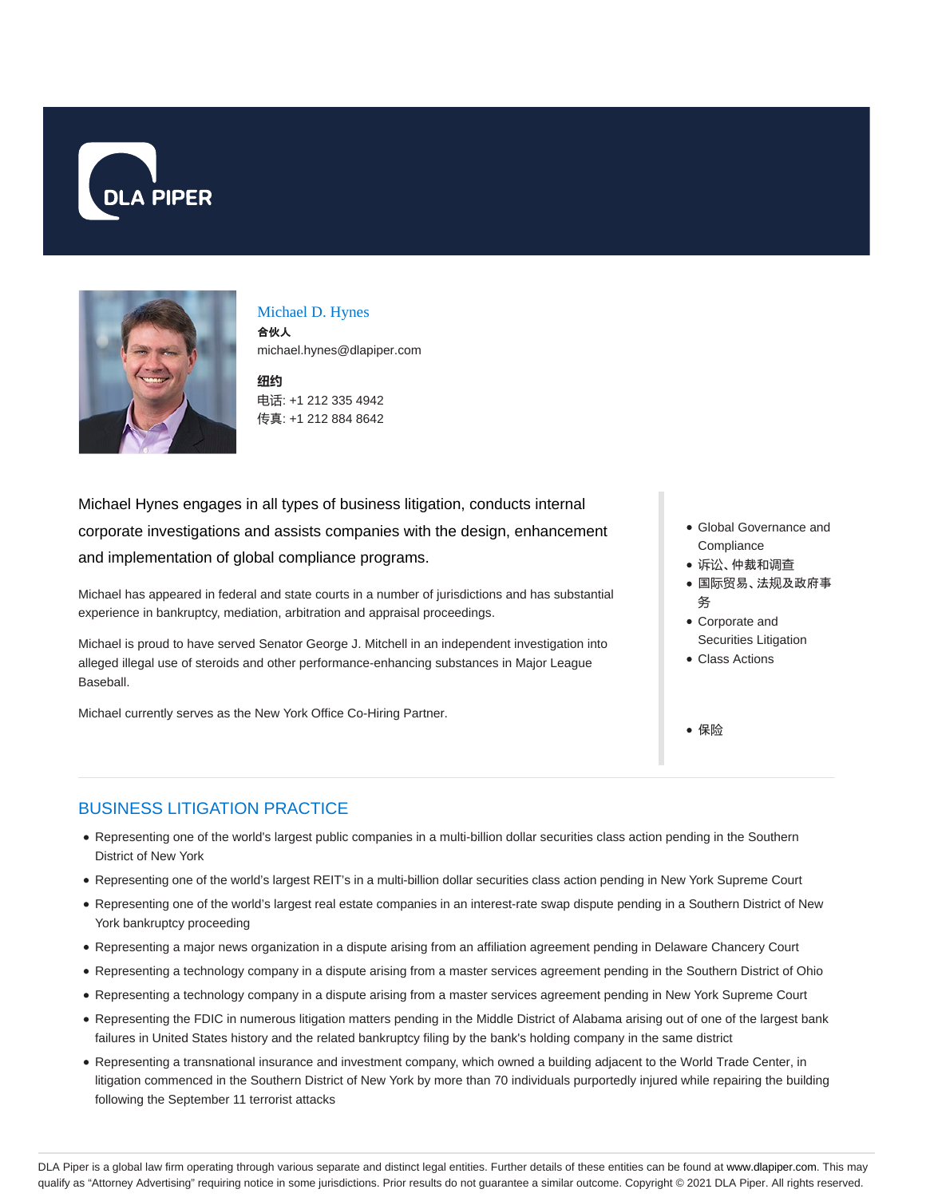DLA PIPER

# Michael D. Hynes

**合伙人**

michael.hynes@dlapiper.com

**纽约**

电话: +1 212 335 4942

传真: +1 212 884 8642

Michael Hynes engages in all types of business litigation, conducts internal corporate investigations and assists companies with the design, enhancement and implementation of global compliance programs.

Michael has appeared in federal and state courts in a number of jurisdictions and has substantial experience in bankruptcy, mediation, arbitration and appraisal proceedings.

Michael is proud to have served Senator George J. Mitchell in an independent investigation into alleged illegal use of steroids and other performance-enhancing substances in Major League Baseball.

Michael currently serves as the New York Office Co-Hiring Partner.

- Global Governance and Compliance
- 诉讼、仲裁和调查
- 国际贸易、法规及政府事务
- Corporate and Securities Litigation
- Class Actions

- 保险

## BUSINESS LITIGATION PRACTICE

- Representing one of the world's largest public companies in a multi-billion dollar securities class action pending in the Southern District of New York
- Representing one of the world's largest REIT's in a multi-billion dollar securities class action pending in New York Supreme Court
- Representing one of the world's largest real estate companies in an interest-rate swap dispute pending in a Southern District of New York bankruptcy proceeding
- Representing a major news organization in a dispute arising from an affiliation agreement pending in Delaware Chancery Court
- Representing a technology company in a dispute arising from a master services agreement pending in the Southern District of Ohio
- Representing a technology company in a dispute arising from a master services agreement pending in New York Supreme Court
- Representing the FDIC in numerous litigation matters pending in the Middle District of Alabama arising out of one of the largest bank failures in United States history and the related bankruptcy filing by the bank's holding company in the same district
- Representing a transnational insurance and investment company, which owned a building adjacent to the World Trade Center, in litigation commenced in the Southern District of New York by more than 70 individuals purportedly injured while repairing the building following the September 11 terrorist attacks

DLA Piper is a global law firm operating through various separate and distinct legal entities. Further details of these entities can be found at www.dlapiper.com. This may qualify as "Attorney Advertising" requiring notice in some jurisdictions. Prior results do not guarantee a similar outcome. Copyright © 2021 DLA Piper. All rights reserved.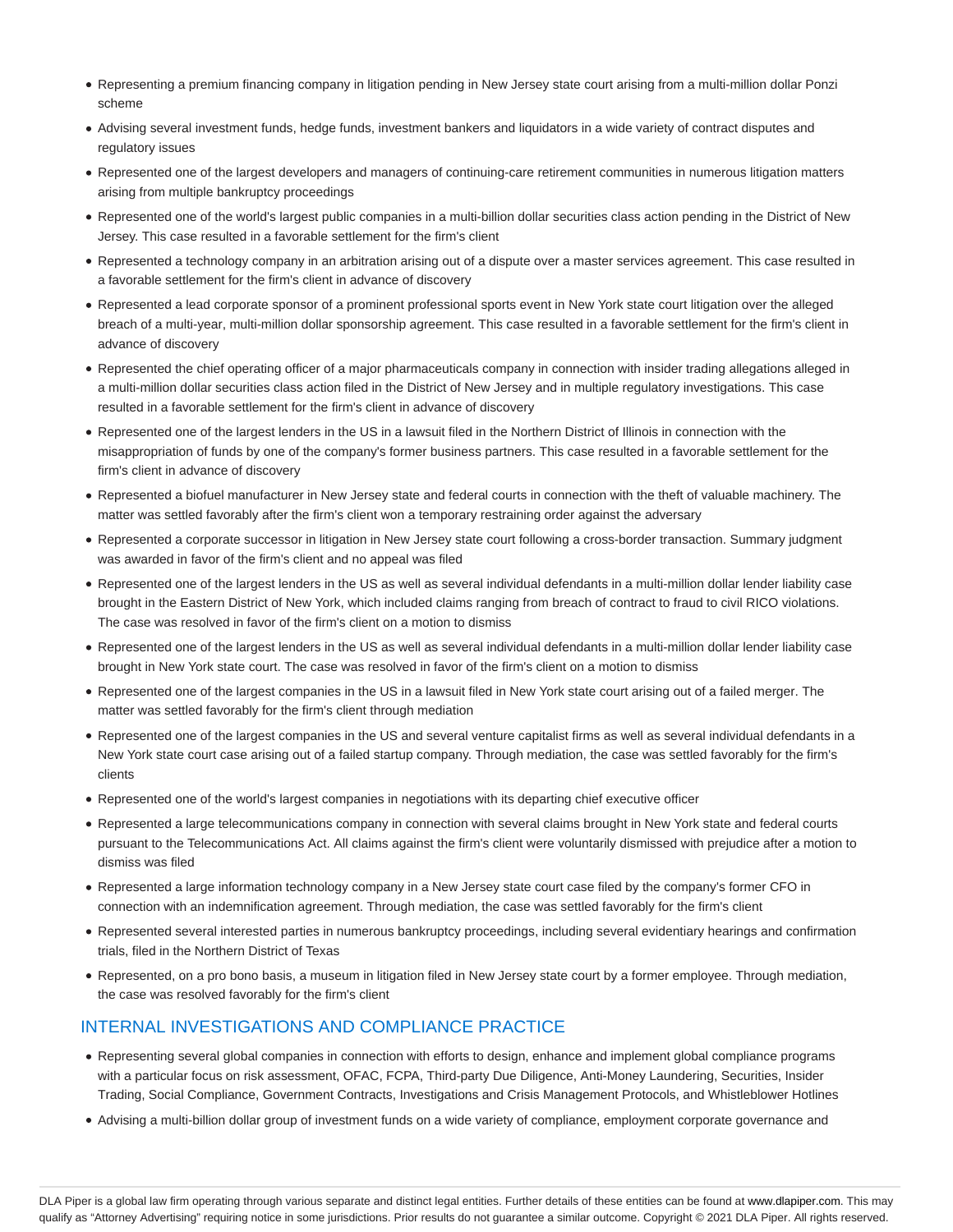- Representing a premium financing company in litigation pending in New Jersey state court arising from a multi-million dollar Ponzi scheme
- Advising several investment funds, hedge funds, investment bankers and liquidators in a wide variety of contract disputes and regulatory issues
- Represented one of the largest developers and managers of continuing-care retirement communities in numerous litigation matters arising from multiple bankruptcy proceedings
- Represented one of the world's largest public companies in a multi-billion dollar securities class action pending in the District of New Jersey. This case resulted in a favorable settlement for the firm's client
- Represented a technology company in an arbitration arising out of a dispute over a master services agreement. This case resulted in a favorable settlement for the firm's client in advance of discovery
- Represented a lead corporate sponsor of a prominent professional sports event in New York state court litigation over the alleged breach of a multi-year, multi-million dollar sponsorship agreement. This case resulted in a favorable settlement for the firm's client in advance of discovery
- Represented the chief operating officer of a major pharmaceuticals company in connection with insider trading allegations alleged in a multi-million dollar securities class action filed in the District of New Jersey and in multiple regulatory investigations. This case resulted in a favorable settlement for the firm's client in advance of discovery
- Represented one of the largest lenders in the US in a lawsuit filed in the Northern District of Illinois in connection with the misappropriation of funds by one of the company's former business partners. This case resulted in a favorable settlement for the firm's client in advance of discovery
- Represented a biofuel manufacturer in New Jersey state and federal courts in connection with the theft of valuable machinery. The matter was settled favorably after the firm's client won a temporary restraining order against the adversary
- Represented a corporate successor in litigation in New Jersey state court following a cross-border transaction. Summary judgment was awarded in favor of the firm's client and no appeal was filed
- Represented one of the largest lenders in the US as well as several individual defendants in a multi-million dollar lender liability case brought in the Eastern District of New York, which included claims ranging from breach of contract to fraud to civil RICO violations. The case was resolved in favor of the firm's client on a motion to dismiss
- Represented one of the largest lenders in the US as well as several individual defendants in a multi-million dollar lender liability case brought in New York state court. The case was resolved in favor of the firm's client on a motion to dismiss
- Represented one of the largest companies in the US in a lawsuit filed in New York state court arising out of a failed merger. The matter was settled favorably for the firm's client through mediation
- Represented one of the largest companies in the US and several venture capitalist firms as well as several individual defendants in a New York state court case arising out of a failed startup company. Through mediation, the case was settled favorably for the firm's clients
- Represented one of the world's largest companies in negotiations with its departing chief executive officer
- Represented a large telecommunications company in connection with several claims brought in New York state and federal courts pursuant to the Telecommunications Act. All claims against the firm's client were voluntarily dismissed with prejudice after a motion to dismiss was filed
- Represented a large information technology company in a New Jersey state court case filed by the company's former CFO in connection with an indemnification agreement. Through mediation, the case was settled favorably for the firm's client
- Represented several interested parties in numerous bankruptcy proceedings, including several evidentiary hearings and confirmation trials, filed in the Northern District of Texas
- Represented, on a pro bono basis, a museum in litigation filed in New Jersey state court by a former employee. Through mediation, the case was resolved favorably for the firm's client

## INTERNAL INVESTIGATIONS AND COMPLIANCE PRACTICE

- Representing several global companies in connection with efforts to design, enhance and implement global compliance programs with a particular focus on risk assessment, OFAC, FCPA, Third-party Due Diligence, Anti-Money Laundering, Securities, Insider Trading, Social Compliance, Government Contracts, Investigations and Crisis Management Protocols, and Whistleblower Hotlines
- Advising a multi-billion dollar group of investment funds on a wide variety of compliance, employment corporate governance and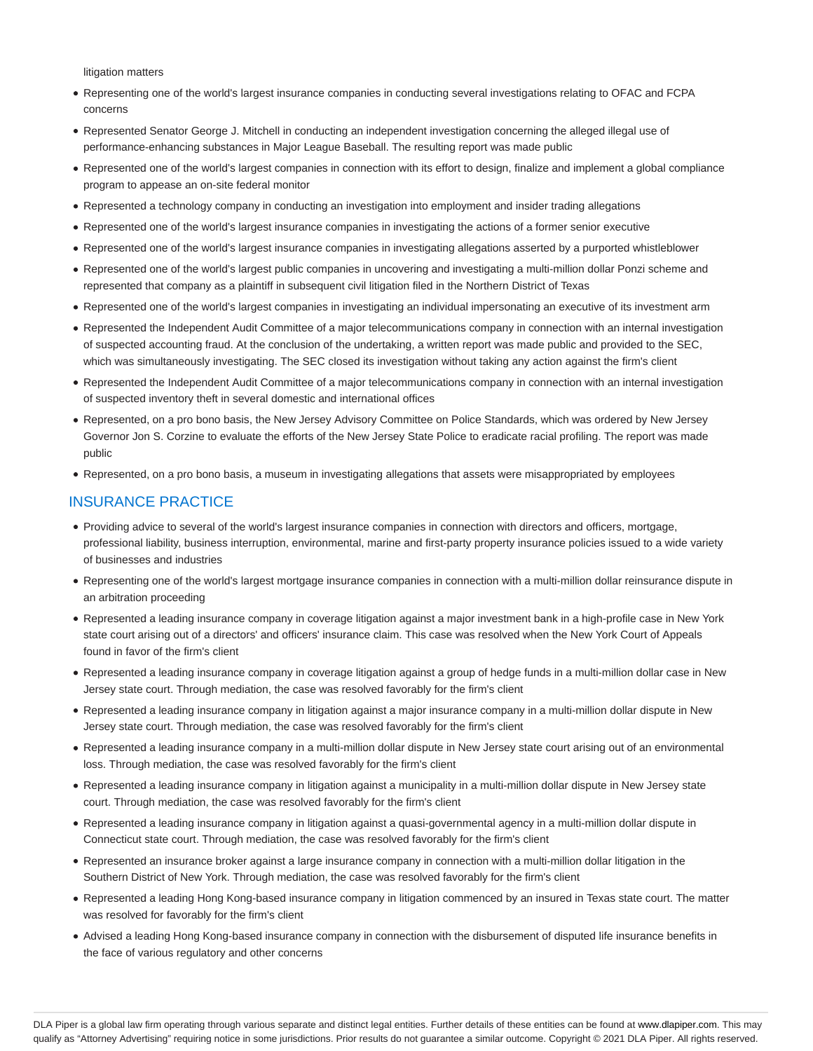litigation matters

- Representing one of the world's largest insurance companies in conducting several investigations relating to OFAC and FCPA concerns
- Represented Senator George J. Mitchell in conducting an independent investigation concerning the alleged illegal use of performance-enhancing substances in Major League Baseball. The resulting report was made public
- Represented one of the world's largest companies in connection with its effort to design, finalize and implement a global compliance program to appease an on-site federal monitor
- Represented a technology company in conducting an investigation into employment and insider trading allegations
- Represented one of the world's largest insurance companies in investigating the actions of a former senior executive
- Represented one of the world's largest insurance companies in investigating allegations asserted by a purported whistleblower
- Represented one of the world's largest public companies in uncovering and investigating a multi-million dollar Ponzi scheme and represented that company as a plaintiff in subsequent civil litigation filed in the Northern District of Texas
- Represented one of the world's largest companies in investigating an individual impersonating an executive of its investment arm
- Represented the Independent Audit Committee of a major telecommunications company in connection with an internal investigation of suspected accounting fraud. At the conclusion of the undertaking, a written report was made public and provided to the SEC, which was simultaneously investigating. The SEC closed its investigation without taking any action against the firm's client
- Represented the Independent Audit Committee of a major telecommunications company in connection with an internal investigation of suspected inventory theft in several domestic and international offices
- Represented, on a pro bono basis, the New Jersey Advisory Committee on Police Standards, which was ordered by New Jersey Governor Jon S. Corzine to evaluate the efforts of the New Jersey State Police to eradicate racial profiling. The report was made public
- Represented, on a pro bono basis, a museum in investigating allegations that assets were misappropriated by employees

## INSURANCE PRACTICE

- Providing advice to several of the world's largest insurance companies in connection with directors and officers, mortgage, professional liability, business interruption, environmental, marine and first-party property insurance policies issued to a wide variety of businesses and industries
- Representing one of the world's largest mortgage insurance companies in connection with a multi-million dollar reinsurance dispute in an arbitration proceeding
- Represented a leading insurance company in coverage litigation against a major investment bank in a high-profile case in New York state court arising out of a directors' and officers' insurance claim. This case was resolved when the New York Court of Appeals found in favor of the firm's client
- Represented a leading insurance company in coverage litigation against a group of hedge funds in a multi-million dollar case in New Jersey state court. Through mediation, the case was resolved favorably for the firm's client
- Represented a leading insurance company in litigation against a major insurance company in a multi-million dollar dispute in New Jersey state court. Through mediation, the case was resolved favorably for the firm's client
- Represented a leading insurance company in a multi-million dollar dispute in New Jersey state court arising out of an environmental loss. Through mediation, the case was resolved favorably for the firm's client
- Represented a leading insurance company in litigation against a municipality in a multi-million dollar dispute in New Jersey state court. Through mediation, the case was resolved favorably for the firm's client
- Represented a leading insurance company in litigation against a quasi-governmental agency in a multi-million dollar dispute in Connecticut state court. Through mediation, the case was resolved favorably for the firm's client
- Represented an insurance broker against a large insurance company in connection with a multi-million dollar litigation in the Southern District of New York. Through mediation, the case was resolved favorably for the firm's client
- Represented a leading Hong Kong-based insurance company in litigation commenced by an insured in Texas state court. The matter was resolved for favorably for the firm's client
- Advised a leading Hong Kong-based insurance company in connection with the disbursement of disputed life insurance benefits in the face of various regulatory and other concerns

DLA Piper is a global law firm operating through various separate and distinct legal entities. Further details of these entities can be found at www.dlapiper.com. This may qualify as "Attorney Advertising" requiring notice in some jurisdictions. Prior results do not guarantee a similar outcome. Copyright © 2021 DLA Piper. All rights reserved.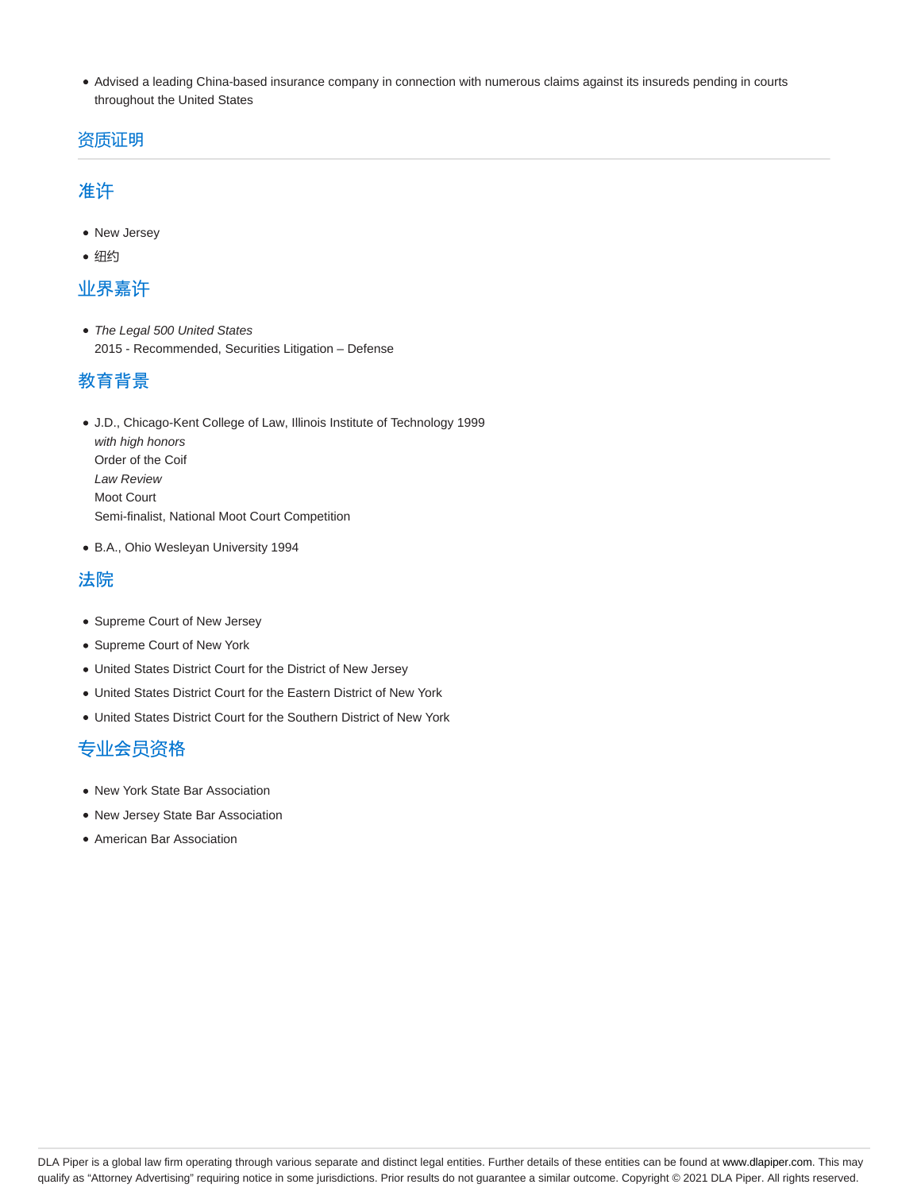- Advised a leading China-based insurance company in connection with numerous claims against its insureds pending in courts throughout the United States

## 资质证明

### 准许

- New Jersey
- 纽约

### 业界嘉许

- *The Legal 500 United States*
  2015 - Recommended, Securities Litigation – Defense

### 教育背景

- J.D., Chicago-Kent College of Law, Illinois Institute of Technology 1999
  *with high honors*
  Order of the Coif
  *Law Review*
  Moot Court
  Semi-finalist, National Moot Court Competition

- B.A., Ohio Wesleyan University 1994

### 法院

- Supreme Court of New Jersey
- Supreme Court of New York
- United States District Court for the District of New Jersey
- United States District Court for the Eastern District of New York
- United States District Court for the Southern District of New York

### 专业会员资格

- New York State Bar Association
- New Jersey State Bar Association
- American Bar Association

DLA Piper is a global law firm operating through various separate and distinct legal entities. Further details of these entities can be found at www.dlapiper.com. This may qualify as "Attorney Advertising" requiring notice in some jurisdictions. Prior results do not guarantee a similar outcome. Copyright © 2021 DLA Piper. All rights reserved.